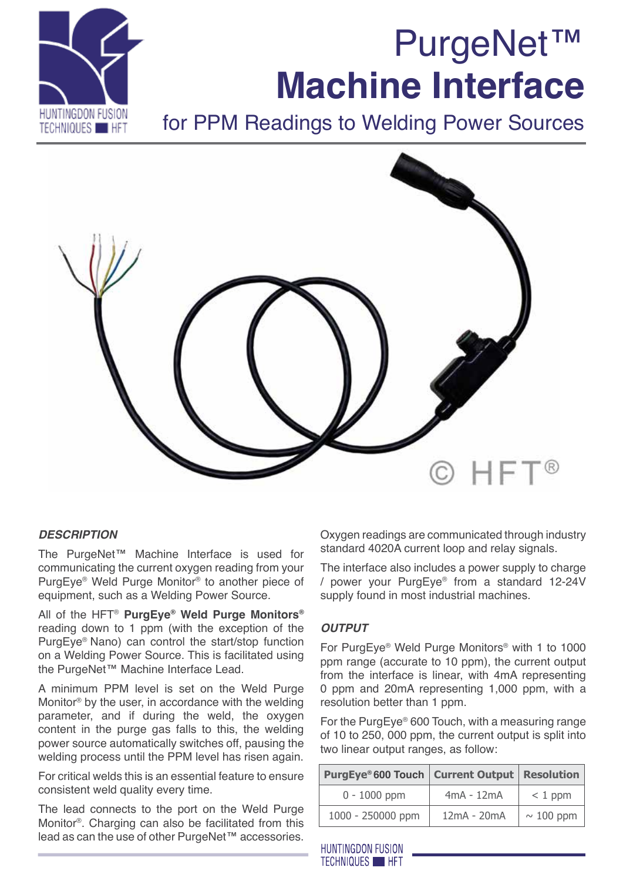# PurgeNet™ Machine Interface

## for PPM Readings to Welding Power Sources

### *DESCRIPTION*

The PurgeNet™ Machine Interface is used for communicating the current oxygen reading from your PurgEye® Weld Purge Monitor® to another piece of equipment, such as a Welding Power Source.

All of the HFT® **PurgEye® Weld Purge Monitors®** reading down to 1 ppm (with the exception of the PurgEye® Nano) can control the start/stop function on a Welding Power Source. This is facilitated using the PurgeNet™ Machine Interface Lead.

A minimum PPM level is set on the Weld Purge Monitor® by the user, in accordance with the welding parameter, and if during the weld, the oxygen content in the purge gas falls to this, the welding power source automatically switches off, pausing the welding process until the PPM level has risen again.

For critical welds this is an essential feature to ensure consistent weld quality every time.

The lead connects to the port on the Weld Purge Monitor®. Charging can also be facilitated from this lead as can the use of other PurgeNet™ accessories.

Oxygen readings are communicated through industry standard 4020A current loop and relay signals.

The interface also includes a power supply to charge / power your PurgEye® from a standard 12-24V supply found in most industrial machines.

### *OUTPUT*

For PurgEye® Weld Purge Monitors® with 1 to 1000 ppm range (accurate to 10 ppm), the current output from the interface is linear, with 4mA representing 0 ppm and 20mA representing 1,000 ppm, with a resolution better than 1 ppm.

For the PurgEye® 600 Touch, with a measuring range of 10 to 250, 000 ppm, the current output is split into two linear output ranges, as follow:

| PurgEye® 600 Touch | Current Output | Resolution |
|---|---|---|
| 0 - 1000 ppm | 4mA - 12mA | < 1 ppm |
| 1000 - 250000 ppm | 12mA - 20mA | ~ 100 ppm |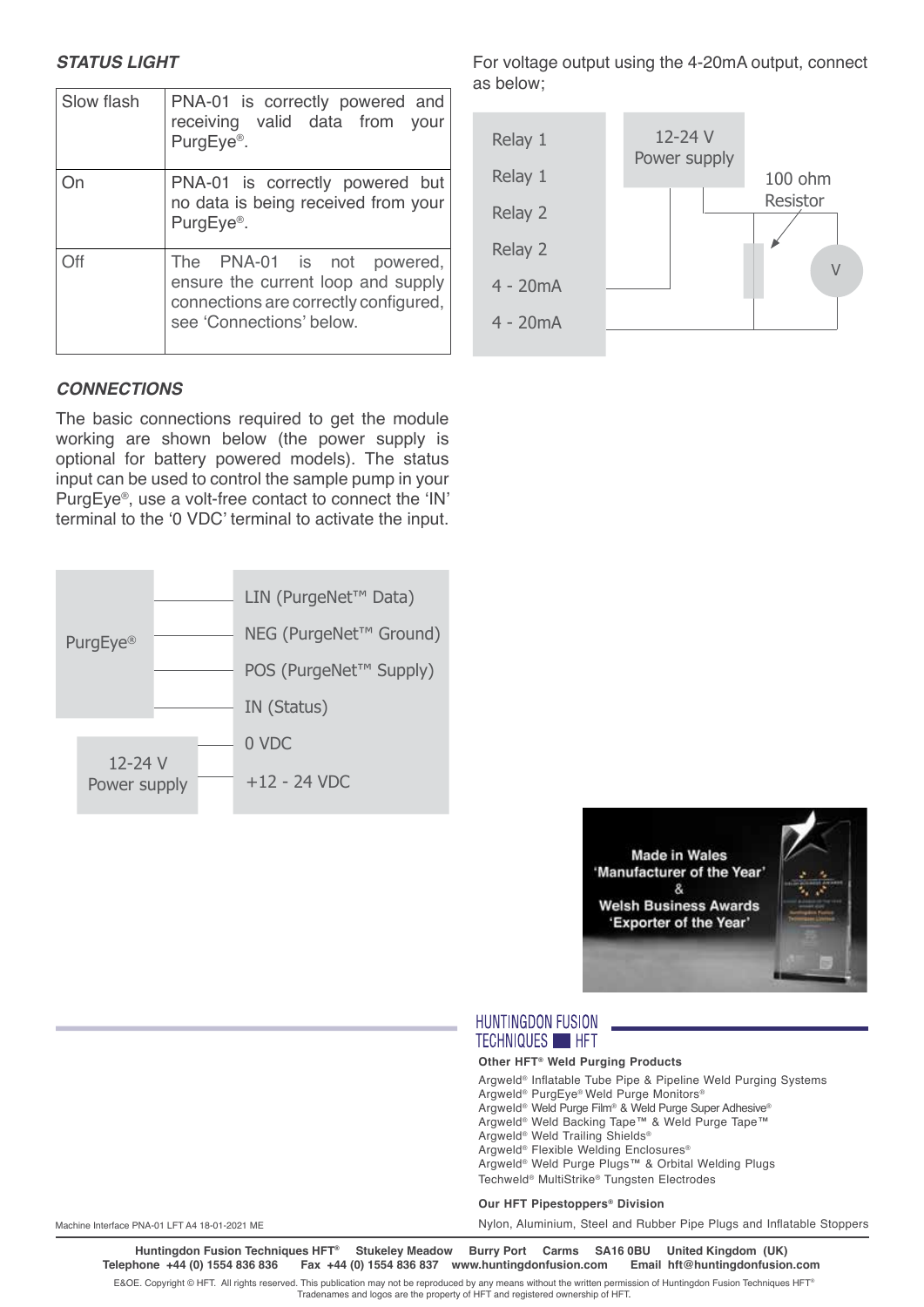### *STATUS LIGHT*

| | |
|---|---|
| Slow flash | PNA-01 is correctly powered and receiving valid data from your PurgEye®. |
| On | PNA-01 is correctly powered but no data is being received from your PurgEye®. |
| Off | The PNA-01 is not powered, ensure the current loop and supply connections are correctly configured, see 'Connections' below. |

### *CONNECTIONS*

The basic connections required to get the module working are shown below (the power supply is optional for battery powered models). The status input can be used to control the sample pump in your PurgEye®, use a volt-free contact to connect the 'IN' terminal to the '0 VDC' terminal to activate the input.

PurgEye®

12-24 V
Power supply

LIN (PurgeNet™ Data)
NEG (PurgeNet™ Ground)
POS (PurgeNet™ Supply)
IN (Status)
0 VDC
+12 - 24 VDC

For voltage output using the 4-20mA output, connect as below;

Relay 1
Relay 1
Relay 2
Relay 2
4 - 20mA
4 - 20mA

12-24 V
Power supply

100 ohm
Resistor

V

Made in Wales
'Manufacturer of the Year'
&
Welsh Business Awards
'Exporter of the Year'

HUNTINGDON FUSION TECHNIQUES HFT

**Other HFT® Weld Purging Products**

Argweld® Inflatable Tube Pipe & Pipeline Weld Purging Systems
Argweld® PurgEye® Weld Purge Monitors®
Argweld® Weld Purge Film® & Weld Purge Super Adhesive®
Argweld® Weld Backing Tape™ & Weld Purge Tape™
Argweld® Weld Trailing Shields®
Argweld® Flexible Welding Enclosures®
Argweld® Weld Purge Plugs™ & Orbital Welding Plugs
Techweld® MultiStrike® Tungsten Electrodes

**Our HFT Pipestoppers® Division**

Nylon, Aluminium, Steel and Rubber Pipe Plugs and Inflatable Stoppers

Machine Interface PNA-01 LFT A4 18-01-2021 ME

**Huntingdon Fusion Techniques HFT® Stukeley Meadow Burry Port Carms SA16 0BU United Kingdom (UK)**
**Telephone +44 (0) 1554 836 836 Fax +44 (0) 1554 836 837 www.huntingdonfusion.com Email hft@huntingdonfusion.com**

E&OE. Copyright © HFT. All rights reserved. This publication may not be reproduced by any means without the written permission of Huntingdon Fusion Techniques HFT®
Tradenames and logos are the property of HFT and registered ownership of HFT.